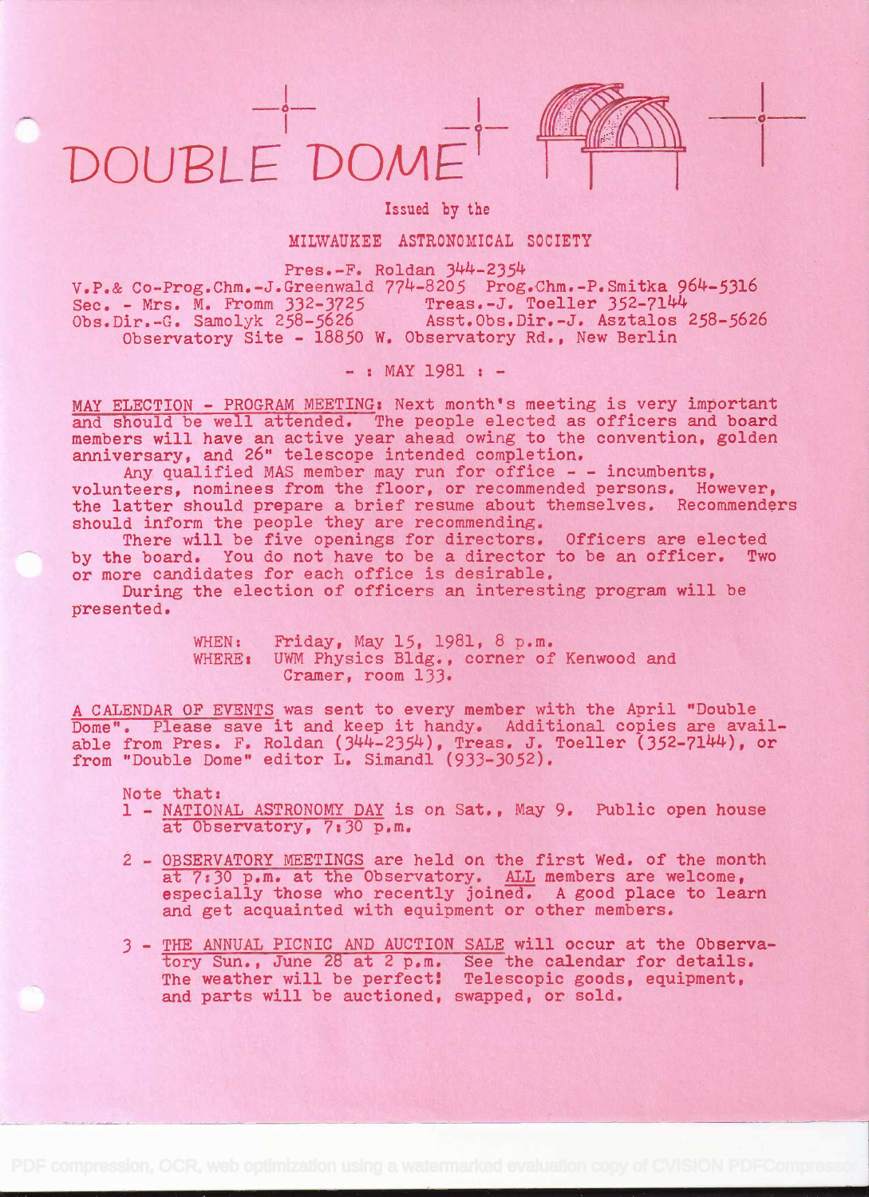# DOUBLE DOME

Issued by the

MILWAUKEE ASTRONOMICAL SOCIETY

Pres.-F. Roldan 344-2354
V.P.& Co-Prog.Chm.-J.Greenwald 774-8205 Prog.Chm.-P.Smitka 964-5316
Sec. - Mrs. M. Fromm 332-3725 Treas.-J. Toeller 352-7144
Obs.Dir.-G. Samolyk 258-5626 Asst.Obs.Dir.-J. Asztalos 258-5626
Observatory Site - 18850 W. Observatory Rd., New Berlin

- : MAY 1981 : -

MAY ELECTION - PROGRAM MEETING: Next month's meeting is very important and should be well attended. The people elected as officers and board members will have an active year ahead owing to the convention, golden anniversary, and 26" telescope intended completion.

Any qualified MAS member may run for office - - incumbents, volunteers, nominees from the floor, or recommended persons. However, the latter should prepare a brief resume about themselves. Recommenders should inform the people they are recommending.

There will be five openings for directors. Officers are elected by the board. You do not have to be a director to be an officer. Two or more candidates for each office is desirable.

During the election of officers an interesting program will be presented.

WHEN: Friday, May 15, 1981, 8 p.m.
WHERE: UWM Physics Bldg., corner of Kenwood and Cramer, room 133.

A CALENDAR OF EVENTS was sent to every member with the April "Double Dome". Please save it and keep it handy. Additional copies are available from Pres. F. Roldan (344-2354), Treas. J. Toeller (352-7144), or from "Double Dome" editor L. Simandl (933-3052).

Note that:

1 - NATIONAL ASTRONOMY DAY is on Sat., May 9. Public open house at Observatory, 7:30 p.m.

2 - OBSERVATORY MEETINGS are held on the first Wed. of the month at 7:30 p.m. at the Observatory. ALL members are welcome, especially those who recently joined. A good place to learn and get acquainted with equipment or other members.

3 - THE ANNUAL PICNIC AND AUCTION SALE will occur at the Observatory Sun., June 28 at 2 p.m. See the calendar for details. The weather will be perfect! Telescopic goods, equipment, and parts will be auctioned, swapped, or sold.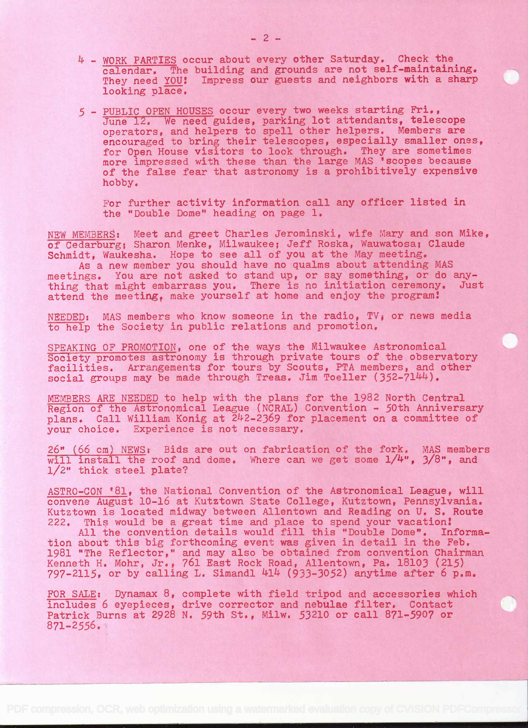4 - <u>WORK PARTIES</u> occur about every other Saturday. Check the calendar. The building and grounds are not self-maintaining. They need <u>YOU</u>! Impress our guests and neighbors with a sharp looking place.

5 - <u>PUBLIC OPEN HOUSES</u> occur every two weeks starting Fri., June 12. We need guides, parking lot attendants, telescope operators, and helpers to spell other helpers. Members are encouraged to bring their telescopes, especially smaller ones, for Open House visitors to look through. They are sometimes more impressed with these than the large MAS 'scopes because of the false fear that astronomy is a prohibitively expensive hobby.

For further activity information call any officer listed in the "Double Dome" heading on page 1.

<u>NEW MEMBERS</u>: Meet and greet Charles Jerominski, wife Mary and son Mike, of Cedarburg; Sharon Menke, Milwaukee; Jeff Roska, Wauwatosa; Claude Schmidt, Waukesha. Hope to see all of you at the May meeting.

As a new member you should have no qualms about attending MAS meetings. You are not asked to stand up, or say something, or do anything that might embarrass you. There is no initiation ceremony. Just attend the meeting, make yourself at home and enjoy the program!

<u>NEEDED</u>: MAS members who know someone in the radio, TV, or news media to help the Society in public relations and promotion.

<u>SPEAKING OF PROMOTION</u>, one of the ways the Milwaukee Astronomical Society promotes astronomy is through private tours of the observatory facilities. Arrangements for tours by Scouts, PTA members, and other social groups may be made through Treas. Jim Toeller (352-7144).

<u>MEMBERS ARE NEEDED</u> to help with the plans for the 1982 North Central Region of the Astronomical League (NCRAL) Convention - 50th Anniversary plans. Call William Konig at 242-2369 for placement on a committee of your choice. Experience is not necessary.

<u>26" (66 cm) NEWS</u>: Bids are out on fabrication of the fork. MAS members will install the roof and dome. Where can we get some 1/4", 3/8", and 1/2" thick steel plate?

<u>ASTRO-CON '81</u>, the National Convention of the Astronomical League, will convene August 10-16 at Kutztown State College, Kutztown, Pennsylvania. Kutztown is located midway between Allentown and Reading on U. S. Route 222. This would be a great time and place to spend your vacation!

All the convention details would fill this "Double Dome". Information about this big forthcoming event was given in detail in the Feb. 1981 "The Reflector," and may also be obtained from convention Chairman Kenneth H. Mohr, Jr., 761 East Rock Road, Allentown, Pa. 18103 (215) 797-2115, or by calling L. Simandl 414 (933-3052) anytime after 6 p.m.

<u>FOR SALE</u>: Dynamax 8, complete with field tripod and accessories which includes 6 eyepieces, drive corrector and nebulae filter. Contact Patrick Burns at 2928 N. 59th St., Milw. 53210 or call 871-5907 or 871-2556.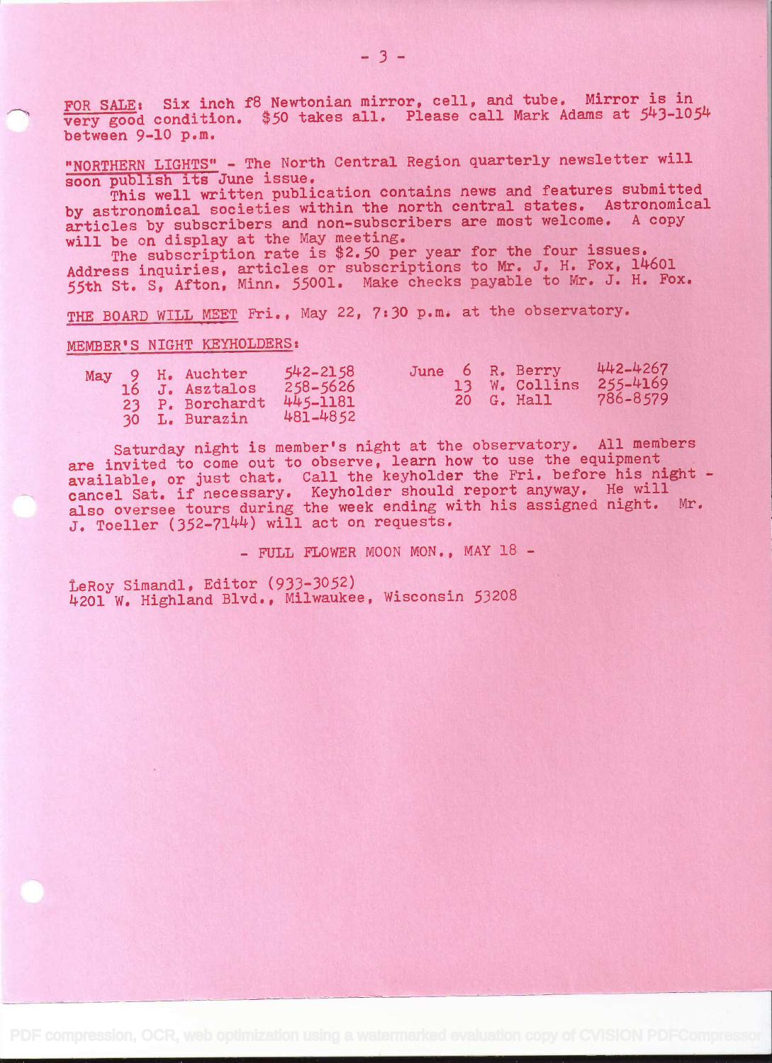FOR SALE: Six inch f8 Newtonian mirror, cell, and tube. Mirror is in very good condition. $50 takes all. Please call Mark Adams at 543-1054 between 9-10 p.m.

"NORTHERN LIGHTS" - The North Central Region quarterly newsletter will soon publish its June issue.

This well written publication contains news and features submitted by astronomical societies within the north central states. Astronomical articles by subscribers and non-subscribers are most welcome. A copy will be on display at the May meeting.

The subscription rate is $2.50 per year for the four issues. Address inquiries, articles or subscriptions to Mr. J. H. Fox, 14601 55th St. S, Afton, Minn. 55001. Make checks payable to Mr. J. H. Fox.

THE BOARD WILL MEET Fri., May 22, 7:30 p.m. at the observatory.

MEMBER'S NIGHT KEYHOLDERS:

| | | | | | | | |
|---|---|---|---|---|---|---|---|
| May | 9 | H. Auchter | 542-2158 | June | 6 | R. Berry | 442-4267 |
| | 16 | J. Asztalos | 258-5626 | | 13 | W. Collins | 255-4169 |
| | 23 | P. Borchardt | 445-1181 | | 20 | G. Hall | 786-8579 |
| | 30 | L. Burazin | 481-4852 | | | | |

Saturday night is member's night at the observatory. All members are invited to come out to observe, learn how to use the equipment available, or just chat. Call the keyholder the Fri. before his night - cancel Sat. if necessary. Keyholder should report anyway. He will also oversee tours during the week ending with his assigned night. Mr. J. Toeller (352-7144) will act on requests.

- FULL FLOWER MOON MON., MAY 18 -

LeRoy Simandl, Editor (933-3052)
4201 W. Highland Blvd., Milwaukee, Wisconsin 53208